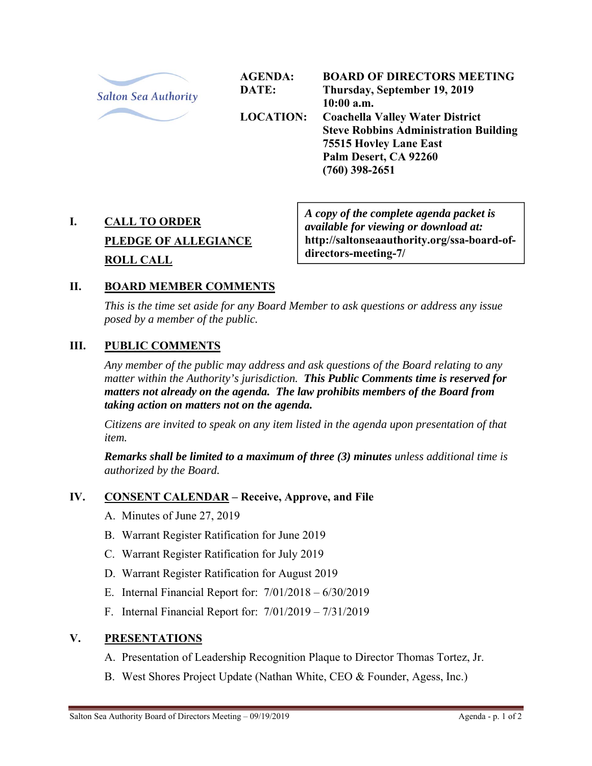Salton Sea Authority

**AGENDA:** **BOARD OF DIRECTORS MEETING**
**DATE:** **Thursday, September 19, 2019**
**10:00 a.m.**
**LOCATION:** **Coachella Valley Water District**
**Steve Robbins Administration Building**
**75515 Hovley Lane East**
**Palm Desert, CA 92260**
**(760) 398-2651**

> ***A copy of the complete agenda packet is available for viewing or download at:***
> **http://saltonseaauthority.org/ssa-board-of-directors-meeting-7/**

## I. CALL TO ORDER

**PLEDGE OF ALLEGIANCE**

**ROLL CALL**

## II. BOARD MEMBER COMMENTS

*This is the time set aside for any Board Member to ask questions or address any issue posed by a member of the public.*

## III. PUBLIC COMMENTS

*Any member of the public may address and ask questions of the Board relating to any matter within the Authority's jurisdiction.* ***This Public Comments time is reserved for matters not already on the agenda. The law prohibits members of the Board from taking action on matters not on the agenda.***

*Citizens are invited to speak on any item listed in the agenda upon presentation of that item.*

***Remarks shall be limited to a maximum of three (3) minutes*** *unless additional time is authorized by the Board.*

## IV. CONSENT CALENDAR – Receive, Approve, and File

A. Minutes of June 27, 2019

B. Warrant Register Ratification for June 2019

C. Warrant Register Ratification for July 2019

D. Warrant Register Ratification for August 2019

E. Internal Financial Report for: 7/01/2018 – 6/30/2019

F. Internal Financial Report for: 7/01/2019 – 7/31/2019

## V. PRESENTATIONS

A. Presentation of Leadership Recognition Plaque to Director Thomas Tortez, Jr.

B. West Shores Project Update (Nathan White, CEO & Founder, Agess, Inc.)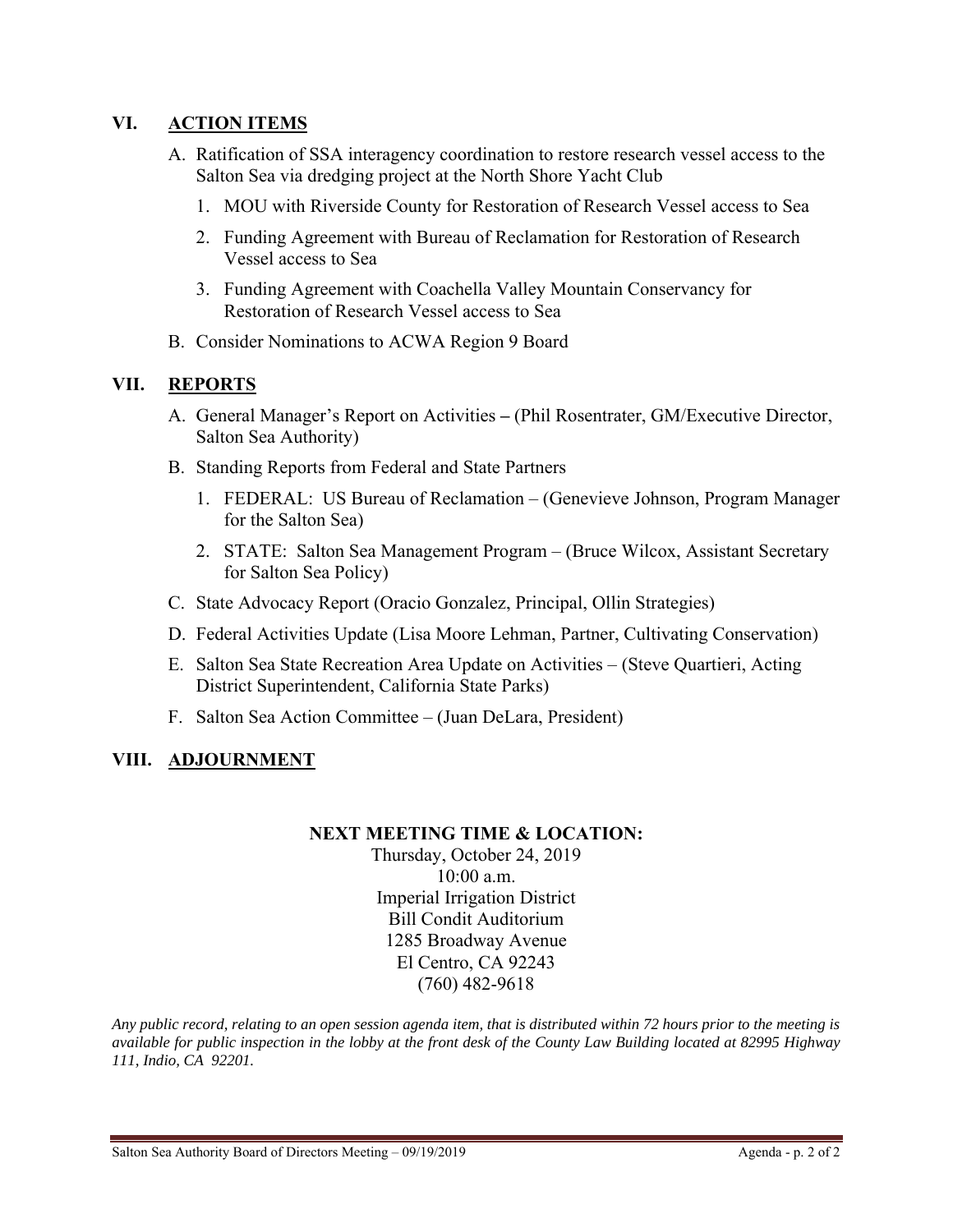## VI. <u>ACTION ITEMS</u>

A. Ratification of SSA interagency coordination to restore research vessel access to the Salton Sea via dredging project at the North Shore Yacht Club

   1. MOU with Riverside County for Restoration of Research Vessel access to Sea
   2. Funding Agreement with Bureau of Reclamation for Restoration of Research Vessel access to Sea
   3. Funding Agreement with Coachella Valley Mountain Conservancy for Restoration of Research Vessel access to Sea

B. Consider Nominations to ACWA Region 9 Board

## VII. <u>REPORTS</u>

A. General Manager's Report on Activities **–** (Phil Rosentrater, GM/Executive Director, Salton Sea Authority)

B. Standing Reports from Federal and State Partners

   1. FEDERAL: US Bureau of Reclamation – (Genevieve Johnson, Program Manager for the Salton Sea)
   2. STATE: Salton Sea Management Program – (Bruce Wilcox, Assistant Secretary for Salton Sea Policy)

C. State Advocacy Report (Oracio Gonzalez, Principal, Ollin Strategies)

D. Federal Activities Update (Lisa Moore Lehman, Partner, Cultivating Conservation)

E. Salton Sea State Recreation Area Update on Activities – (Steve Quartieri, Acting District Superintendent, California State Parks)

F. Salton Sea Action Committee – (Juan DeLara, President)

## VIII. <u>ADJOURNMENT</u>

**NEXT MEETING TIME & LOCATION:**

Thursday, October 24, 2019
10:00 a.m.
Imperial Irrigation District
Bill Condit Auditorium
1285 Broadway Avenue
El Centro, CA 92243
(760) 482-9618

*Any public record, relating to an open session agenda item, that is distributed within 72 hours prior to the meeting is available for public inspection in the lobby at the front desk of the County Law Building located at 82995 Highway 111, Indio, CA 92201.*